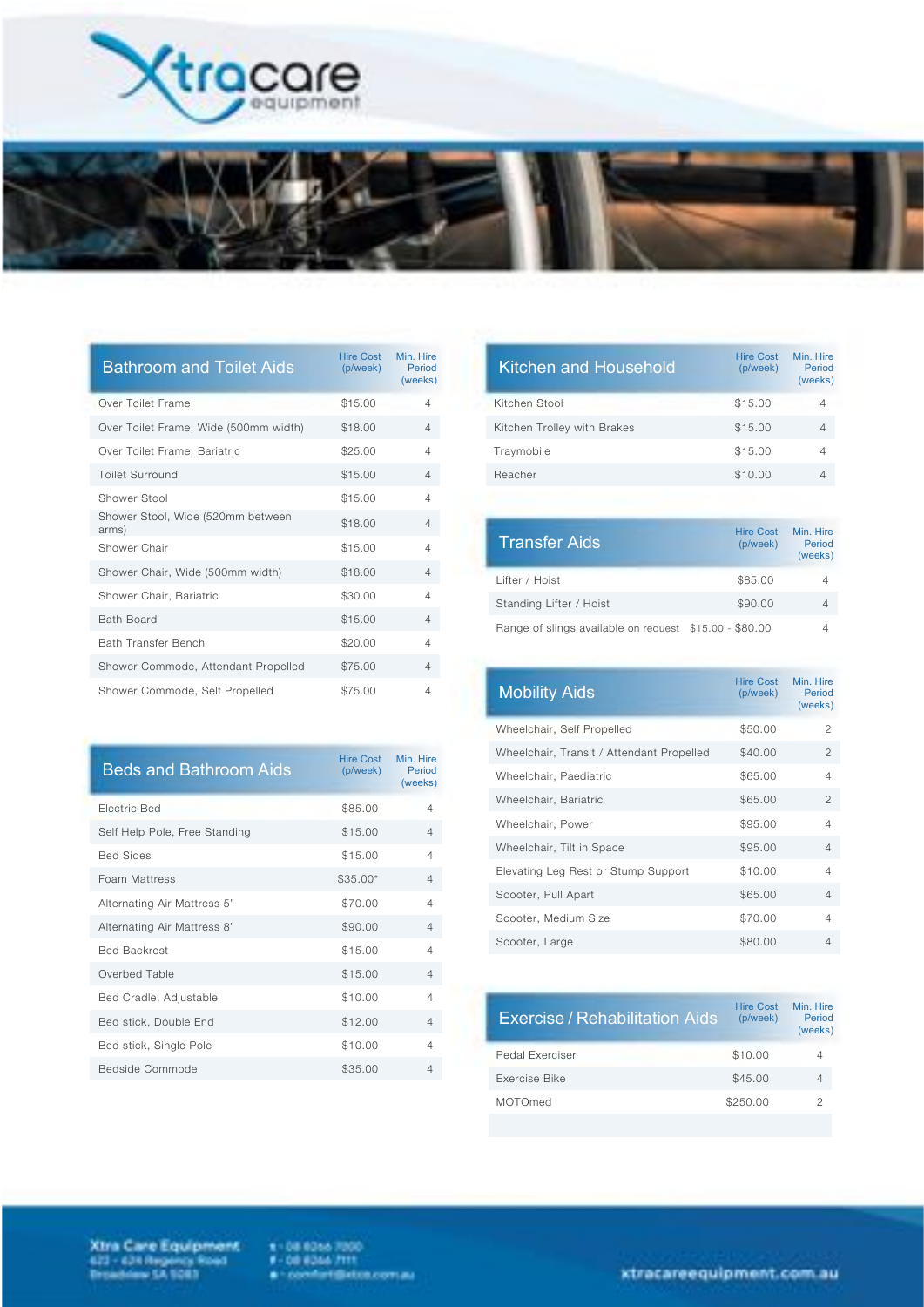# Xtracare equipment

## Bathroom and Toilet Aids

| Bathroom and Toilet Aids | Hire Cost (p/week) | Min. Hire Period (weeks) |
|---|---|---|
| Over Toilet Frame | $15.00 | 4 |
| Over Toilet Frame, Wide (500mm width) | $18.00 | 4 |
| Over Toilet Frame, Bariatric | $25.00 | 4 |
| Toilet Surround | $15.00 | 4 |
| Shower Stool | $15.00 | 4 |
| Shower Stool, Wide (520mm between arms) | $18.00 | 4 |
| Shower Chair | $15.00 | 4 |
| Shower Chair, Wide (500mm width) | $18.00 | 4 |
| Shower Chair, Bariatric | $30.00 | 4 |
| Bath Board | $15.00 | 4 |
| Bath Transfer Bench | $20.00 | 4 |
| Shower Commode, Attendant Propelled | $75.00 | 4 |
| Shower Commode, Self Propelled | $75.00 | 4 |

## Beds and Bathroom Aids

| Beds and Bathroom Aids | Hire Cost (p/week) | Min. Hire Period (weeks) |
|---|---|---|
| Electric Bed | $85.00 | 4 |
| Self Help Pole, Free Standing | $15.00 | 4 |
| Bed Sides | $15.00 | 4 |
| Foam Mattress | $35.00* | 4 |
| Alternating Air Mattress 5" | $70.00 | 4 |
| Alternating Air Mattress 8" | $90.00 | 4 |
| Bed Backrest | $15.00 | 4 |
| Overbed Table | $15.00 | 4 |
| Bed Cradle, Adjustable | $10.00 | 4 |
| Bed stick, Double End | $12.00 | 4 |
| Bed stick, Single Pole | $10.00 | 4 |
| Bedside Commode | $35.00 | 4 |

## Kitchen and Household

| Kitchen and Household | Hire Cost (p/week) | Min. Hire Period (weeks) |
|---|---|---|
| Kitchen Stool | $15.00 | 4 |
| Kitchen Trolley with Brakes | $15.00 | 4 |
| Traymobile | $15.00 | 4 |
| Reacher | $10.00 | 4 |

## Transfer Aids

| Transfer Aids | Hire Cost (p/week) | Min. Hire Period (weeks) |
|---|---|---|
| Lifter / Hoist | $85.00 | 4 |
| Standing Lifter / Hoist | $90.00 | 4 |
| Range of slings available on request | $15.00 - $80.00 | 4 |

## Mobility Aids

| Mobility Aids | Hire Cost (p/week) | Min. Hire Period (weeks) |
|---|---|---|
| Wheelchair, Self Propelled | $50.00 | 2 |
| Wheelchair, Transit / Attendant Propelled | $40.00 | 2 |
| Wheelchair, Paediatric | $65.00 | 4 |
| Wheelchair, Bariatric | $65.00 | 2 |
| Wheelchair, Power | $95.00 | 4 |
| Wheelchair, Tilt in Space | $95.00 | 4 |
| Elevating Leg Rest or Stump Support | $10.00 | 4 |
| Scooter, Pull Apart | $65.00 | 4 |
| Scooter, Medium Size | $70.00 | 4 |
| Scooter, Large | $80.00 | 4 |

## Exercise / Rehabilitation Aids

| Exercise / Rehabilitation Aids | Hire Cost (p/week) | Min. Hire Period (weeks) |
|---|---|---|
| Pedal Exerciser | $10.00 | 4 |
| Exercise Bike | $45.00 | 4 |
| MOTOmed | $250.00 | 2 |

Xtra Care Equipment
623 - 624 Regency Road
Broadview SA 5083

T - 08 8266 7000
F - 08 8266 7111
E - comfort@xtce.com.au

xtracareequipment.com.au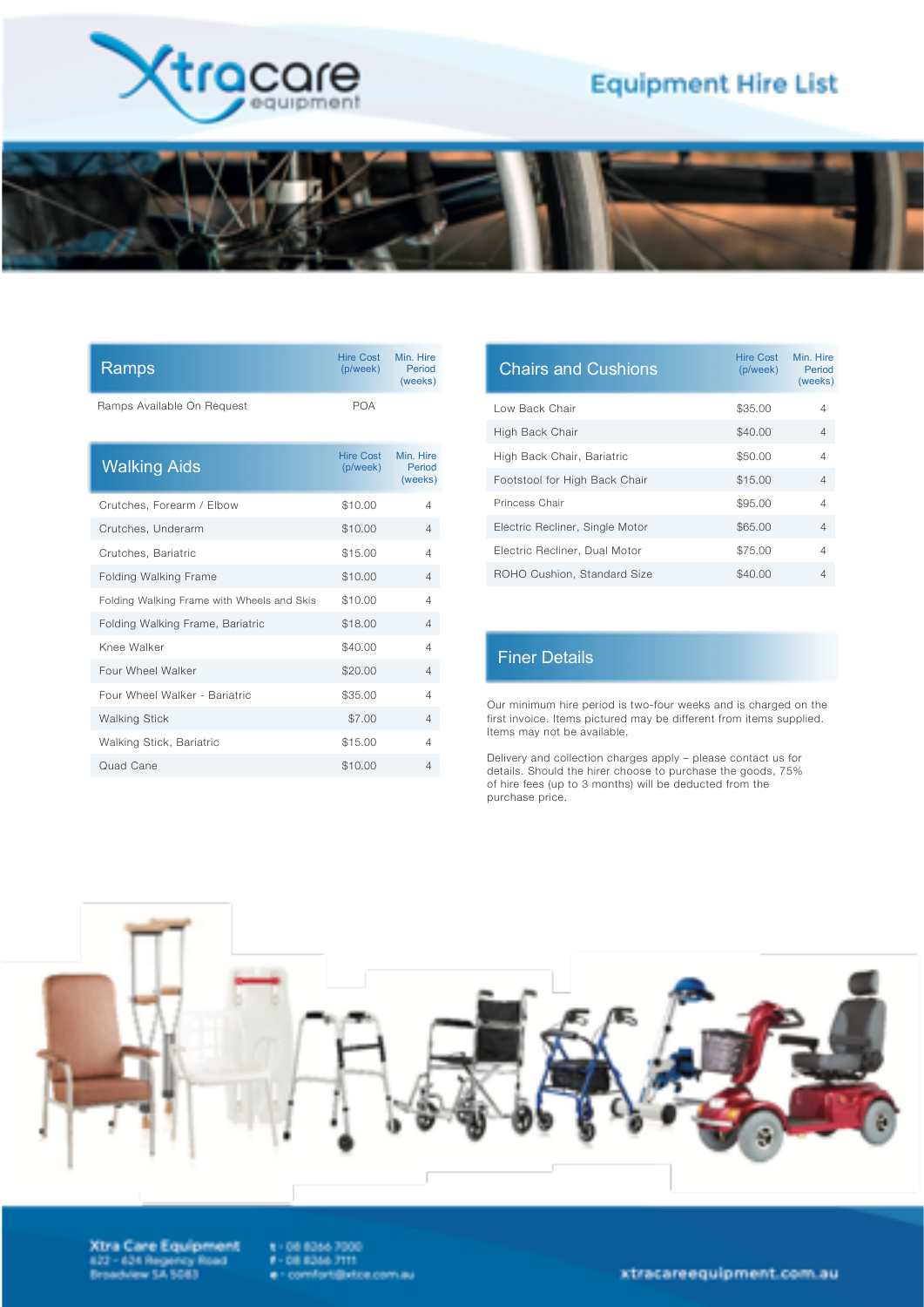# Xtracare equipment

## Equipment Hire List

| Ramps | Hire Cost (p/week) | Min. Hire Period (weeks) |
|---|---|---|
| Ramps Available On Request | POA | |

| Walking Aids | Hire Cost (p/week) | Min. Hire Period (weeks) |
|---|---|---|
| Crutches, Forearm / Elbow | $10.00 | 4 |
| Crutches, Underarm | $10.00 | 4 |
| Crutches, Bariatric | $15.00 | 4 |
| Folding Walking Frame | $10.00 | 4 |
| Folding Walking Frame with Wheels and Skis | $10.00 | 4 |
| Folding Walking Frame, Bariatric | $18.00 | 4 |
| Knee Walker | $40.00 | 4 |
| Four Wheel Walker | $20.00 | 4 |
| Four Wheel Walker - Bariatric | $35.00 | 4 |
| Walking Stick | $7.00 | 4 |
| Walking Stick, Bariatric | $15.00 | 4 |
| Quad Cane | $10.00 | 4 |

| Chairs and Cushions | Hire Cost (p/week) | Min. Hire Period (weeks) |
|---|---|---|
| Low Back Chair | $35.00 | 4 |
| High Back Chair | $40.00 | 4 |
| High Back Chair, Bariatric | $50.00 | 4 |
| Footstool for High Back Chair | $15.00 | 4 |
| Princess Chair | $95.00 | 4 |
| Electric Recliner, Single Motor | $65.00 | 4 |
| Electric Recliner, Dual Motor | $75.00 | 4 |
| ROHO Cushion, Standard Size | $40.00 | 4 |

## Finer Details

Our minimum hire period is two-four weeks and is charged on the first invoice. Items pictured may be different from items supplied. Items may not be available.

Delivery and collection charges apply – please contact us for details. Should the hirer choose to purchase the goods, 75% of hire fees (up to 3 months) will be deducted from the purchase price.

Xtra Care Equipment
622 - 624 Regency Road
Broadview SA 5083

t - 08 8266 7000
f - 08 8266 7111
e - comfort@xtce.com.au

xtracareequipment.com.au